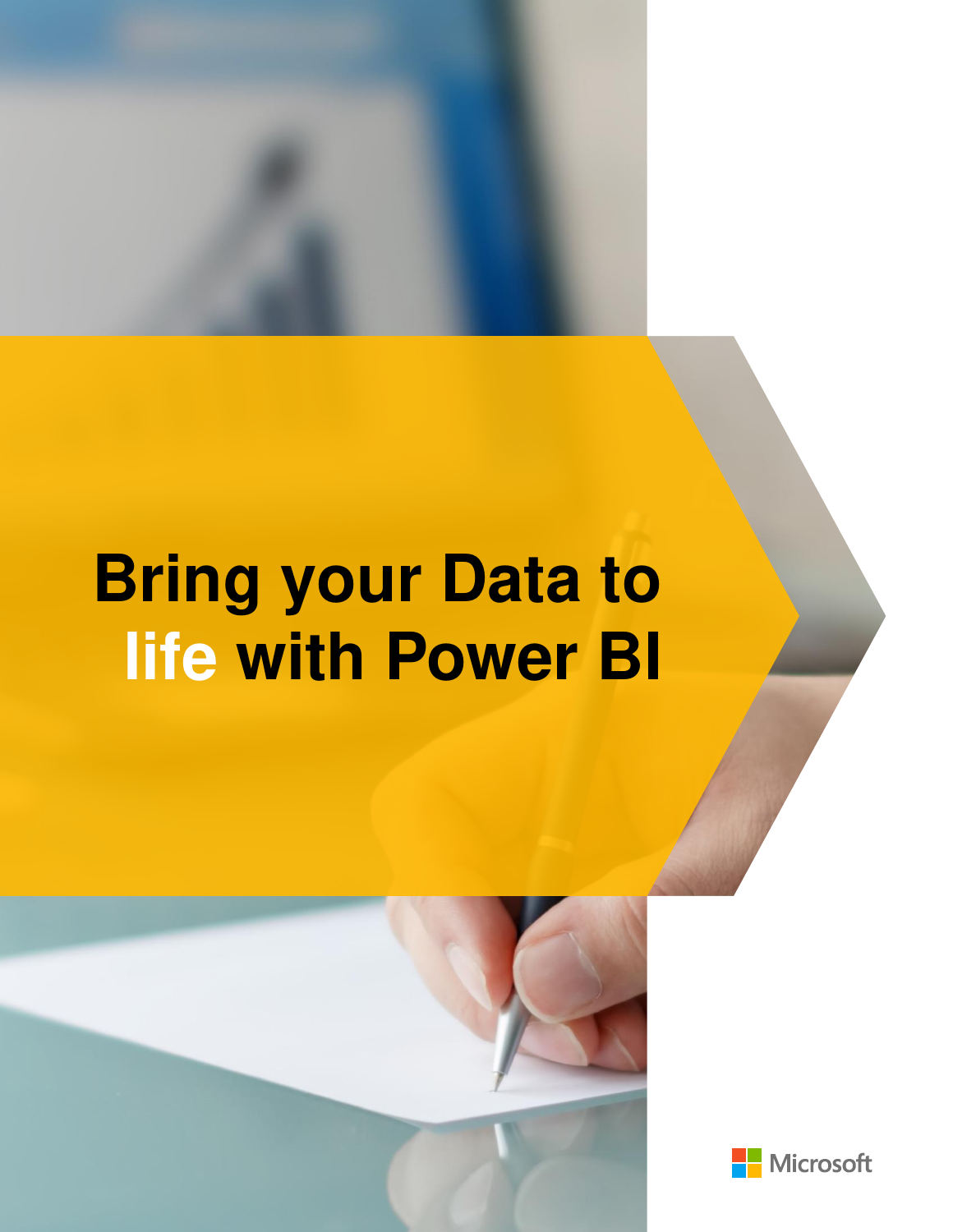# Bring your Data to life with Power BI

Microsoft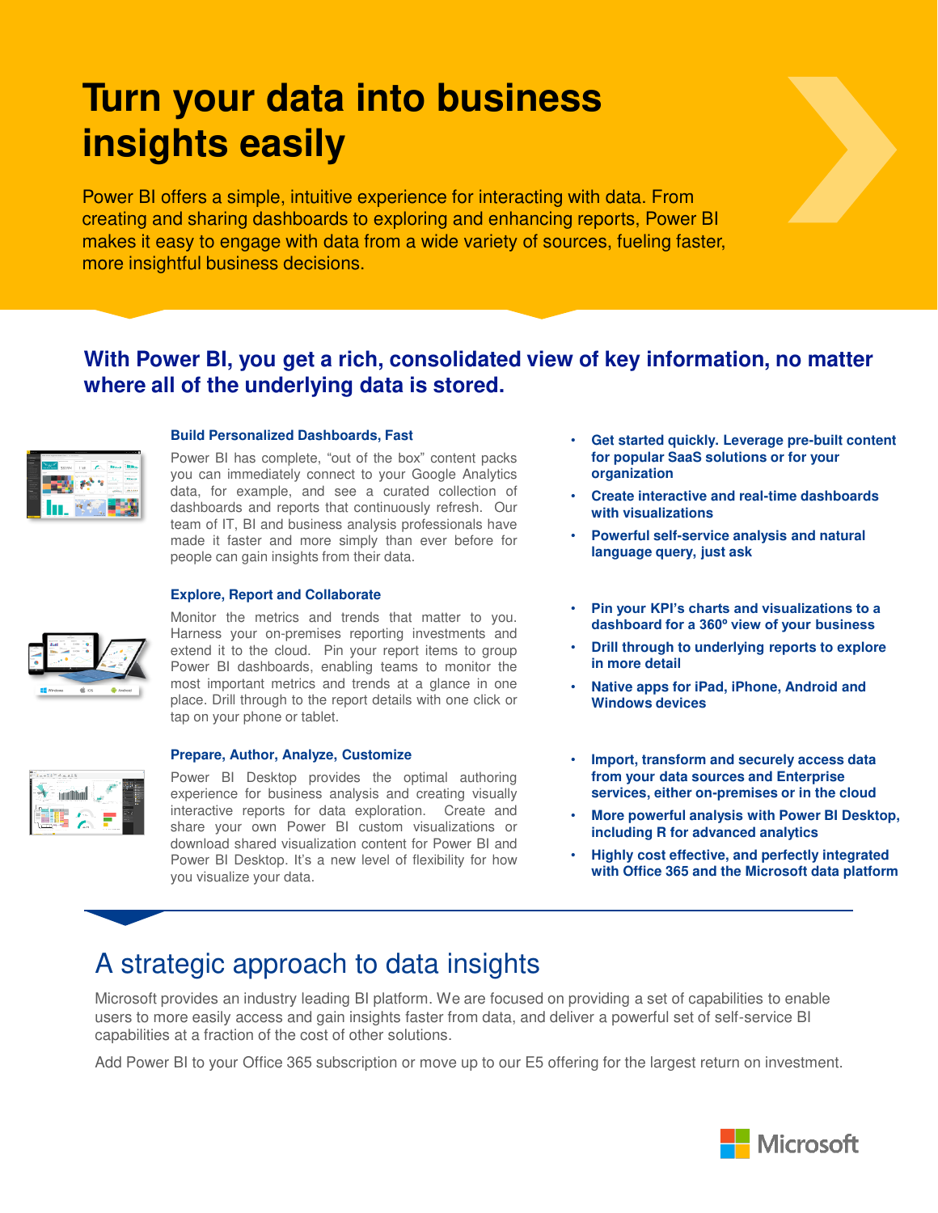# Turn your data into business insights easily

Power BI offers a simple, intuitive experience for interacting with data. From creating and sharing dashboards to exploring and enhancing reports, Power BI makes it easy to engage with data from a wide variety of sources, fueling faster, more insightful business decisions.

## With Power BI, you get a rich, consolidated view of key information, no matter where all of the underlying data is stored.

### Build Personalized Dashboards, Fast

Power BI has complete, "out of the box" content packs you can immediately connect to your Google Analytics data, for example, and see a curated collection of dashboards and reports that continuously refresh. Our team of IT, BI and business analysis professionals have made it faster and more simply than ever before for people can gain insights from their data.

- **Get started quickly. Leverage pre-built content for popular SaaS solutions or for your organization**
- **Create interactive and real-time dashboards with visualizations**
- **Powerful self-service analysis and natural language query, just ask**

### Explore, Report and Collaborate

Monitor the metrics and trends that matter to you. Harness your on-premises reporting investments and extend it to the cloud. Pin your report items to group Power BI dashboards, enabling teams to monitor the most important metrics and trends at a glance in one place. Drill through to the report details with one click or tap on your phone or tablet.

- **Pin your KPI's charts and visualizations to a dashboard for a 360º view of your business**
- **Drill through to underlying reports to explore in more detail**
- **Native apps for iPad, iPhone, Android and Windows devices**

### Prepare, Author, Analyze, Customize

Power BI Desktop provides the optimal authoring experience for business analysis and creating visually interactive reports for data exploration. Create and share your own Power BI custom visualizations or download shared visualization content for Power BI and Power BI Desktop. It's a new level of flexibility for how you visualize your data.

- **Import, transform and securely access data from your data sources and Enterprise services, either on-premises or in the cloud**
- **More powerful analysis with Power BI Desktop, including R for advanced analytics**
- **Highly cost effective, and perfectly integrated with Office 365 and the Microsoft data platform**

## A strategic approach to data insights

Microsoft provides an industry leading BI platform. We are focused on providing a set of capabilities to enable users to more easily access and gain insights faster from data, and deliver a powerful set of self-service BI capabilities at a fraction of the cost of other solutions.

Add Power BI to your Office 365 subscription or move up to our E5 offering for the largest return on investment.

Microsoft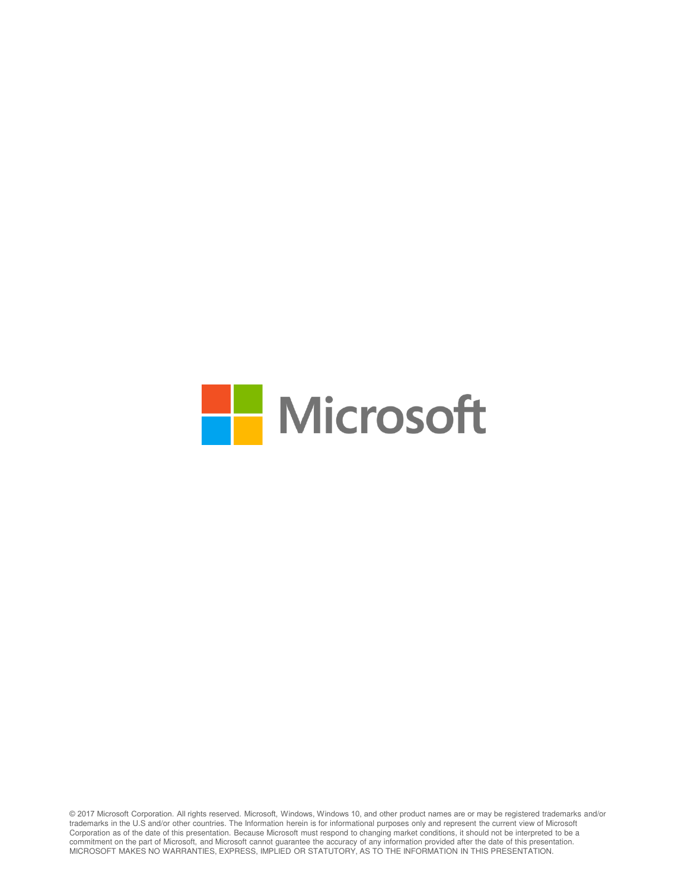Microsoft

© 2017 Microsoft Corporation. All rights reserved. Microsoft, Windows, Windows 10, and other product names are or may be registered trademarks and/or trademarks in the U.S and/or other countries. The Information herein is for informational purposes only and represent the current view of Microsoft Corporation as of the date of this presentation. Because Microsoft must respond to changing market conditions, it should not be interpreted to be a commitment on the part of Microsoft, and Microsoft cannot guarantee the accuracy of any information provided after the date of this presentation. MICROSOFT MAKES NO WARRANTIES, EXPRESS, IMPLIED OR STATUTORY, AS TO THE INFORMATION IN THIS PRESENTATION.